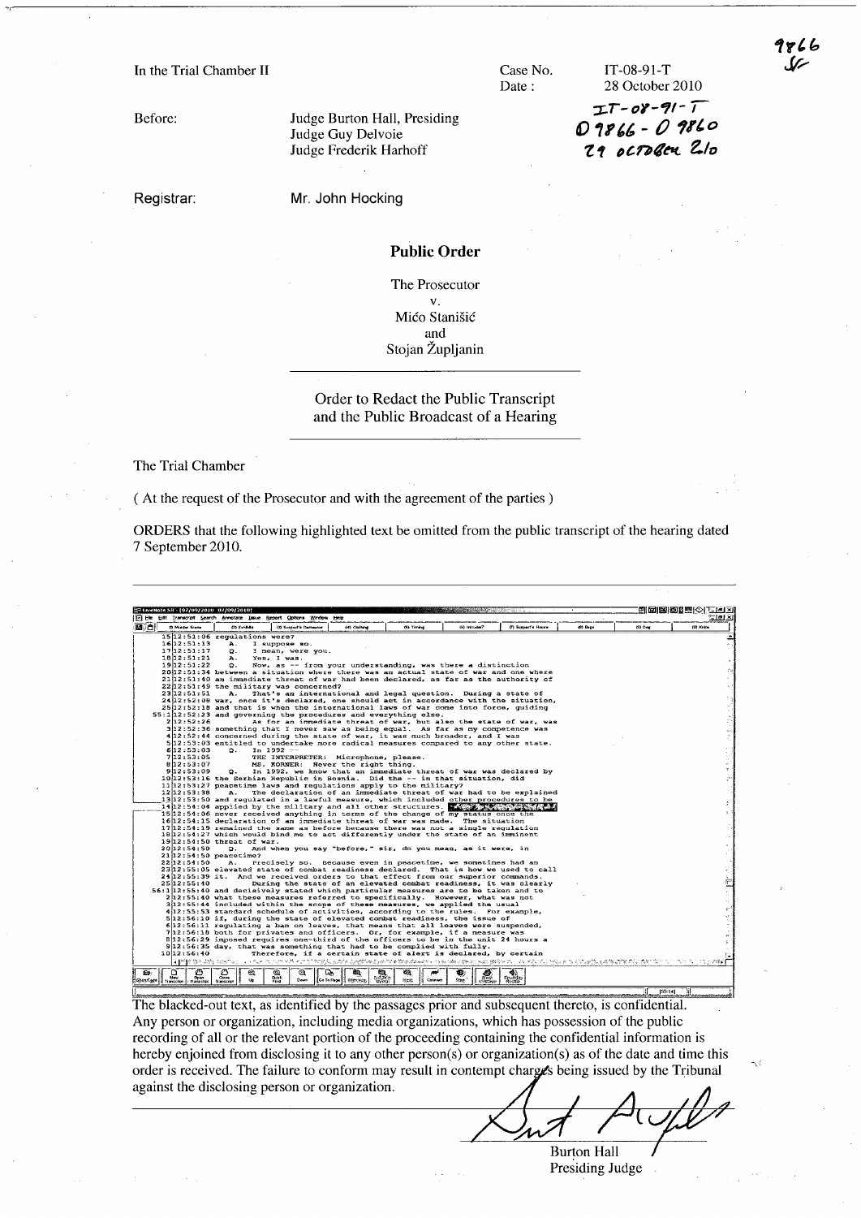9866

In the Trial Chamber II

Case No. IT-08-91-T
Date : 28 October 2010

IT-08-91-T
D 9866 - D 9860
29 OCTOBER 2010

Before: Judge Burton Hall, Presiding
Judge Guy Delvoie
Judge Frederik Harhoff

Registrar: Mr. John Hocking

## Public Order

The Prosecutor
v.
Mićo Stanišić
and
Stojan Župljanin

### Order to Redact the Public Transcript and the Public Broadcast of a Hearing

The Trial Chamber

( At the request of the Prosecutor and with the agreement of the parties )

ORDERS that the following highlighted text be omitted from the public transcript of the hearing dated 7 September 2010.

```
15 12:51:06 regulations were?
16 12:51:13    A.   I suppose so.
17 12:51:17    Q.   I mean, were you.
18 12:51:21    A.   Yes, I was.
19 12:51:22    Q.   Now, as -- from your understanding, was there a distinction
20 12:51:34 between a situation where there was an actual state of war and one where
21 12:51:40 an immediate threat of war had been declared, as far as the authority of
22 12:51:49 the military was concerned?
23 12:51:51    A.   That's an international and legal question.  During a state of
24 12:52:08 war, once it's declared, one should act in accordance with the situation,
25 12:52:18 and that is when the international laws of war come into force, guiding
55:1 12:52:23 and governing the procedures and everything else.
 2 12:52:26         As for an immediate threat of war, but also the state of war, was
 3 12:52:36 something that I never saw as being equal.  As far as my competence was
 4 12:52:44 concerned during the state of war, it was much broader, and I was
 5 12:53:03 entitled to undertake more radical measures compared to any other state.
 6 12:53:03    Q.   In 1992 --
 7 12:53:05         THE INTERPRETER:  Microphone, please.
 8 12:53:07         MS. KORNER:  Never the right thing.
 9 12:53:09    Q.   In 1992, we know that an immediate threat of war was declared by
10 12:53:16 the Serbian Republic in Bosnia.  Did the -- in that situation, did
11 12:53:27 peacetime laws and regulations apply to the military?
12 12:53:38    A.   The declaration of an immediate threat of war had to be explained
13 12:53:50 and regulated in a lawful measure, which included other procedures to be
14 12:54:04 applied by the military and all other structures. [REDACTED]
15 12:54:06 never received anything in terms of the change of my status once the
16 12:54:15 declaration of an immediate threat of war was made.  The situation
17 12:54:19 remained the same as before because there was not a single regulation
18 12:54:27 which would bind me to act differently under the state of an imminent
19 12:54:50 threat of war.
20 12:54:50    Q.   And when you say "before," sir, do you mean, as it were, in
21 12:54:50 peacetime?
22 12:54:50    A.   Precisely so.  Because even in peacetime, we sometimes had an
23 12:55:05 elevated state of combat readiness declared.  That is how we used to call
24 12:55:39 it.  And we received orders to that effect from our superior commands.
25 12:55:40         During the state of an elevated combat readiness, it was clearly
56:1 12:55:40 and decisively stated which particular measures are to be taken and to
 2 12:55:40 what these measures referred to specifically.  However, what was not
 3 12:55:44 included within the scope of these measures, we applied the usual
 4 12:55:53 standard schedule of activities, according to the rules.  For example,
 5 12:56:10 if, during the state of elevated combat readiness, the issue of
 6 12:56:11 regulating a ban on leaves, that means that all leaves were suspended,
 7 12:56:18 both for privates and officers.  Or, for example, if a measure was
 8 12:56:29 imposed requires one-third of the officers to be in the unit 24 hours a
 9 12:56:35 day, that was something that had to be complied with fully.
10 12:56:40         Therefore, if a certain state of alert is declared, by certain
```

The blacked-out text, as identified by the passages prior and subsequent thereto, is confidential. Any person or organization, including media organizations, which has possession of the public recording of all or the relevant portion of the proceeding containing the confidential information is hereby enjoined from disclosing it to any other person(s) or organization(s) as of the date and time this order is received. The failure to conform may result in contempt charges being issued by the Tribunal against the disclosing person or organization.

Burton Hall
Presiding Judge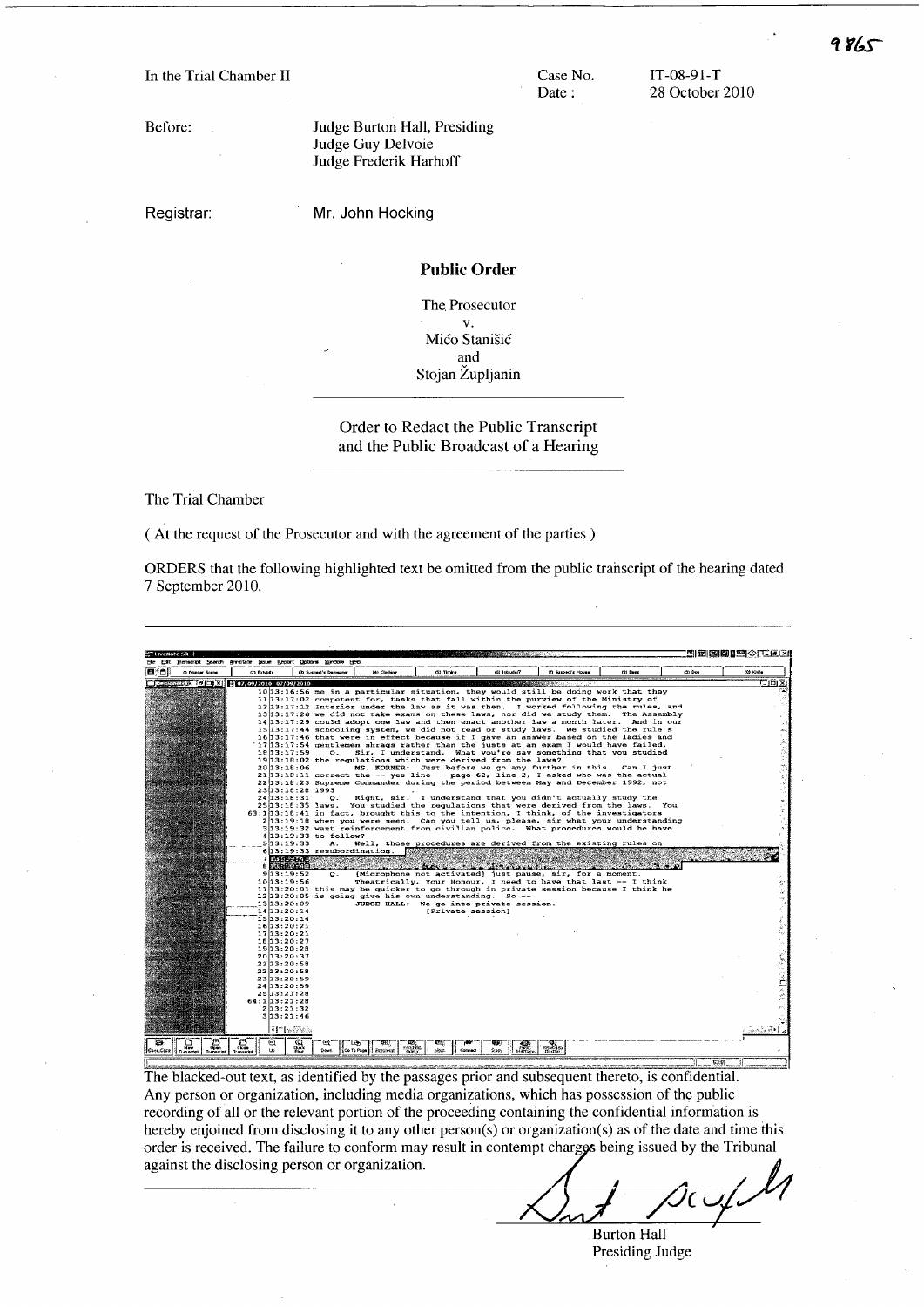In the Trial Chamber II

Case No. IT-08-91-T

Date : 28 October 2010

Before: Judge Burton Hall, Presiding
Judge Guy Delvoie
Judge Frederik Harhoff

Registrar: Mr. John Hocking

## Public Order

The Prosecutor

v.

Mićo Stanišić

and

Stojan Župljanin

---

Order to Redact the Public Transcript
and the Public Broadcast of a Hearing

---

The Trial Chamber

( At the request of the Prosecutor and with the agreement of the parties )

ORDERS that the following highlighted text be omitted from the public transcript of the hearing dated 7 September 2010.

---

```
07/09/2010 07/09/2010
10 13:16:56 me in a particular situation, they would still be doing work that they
11 13:17:02 competent for, tasks that fall within the purview of the Ministry of
12 13:17:12 interior under the law as it was then. I worked following the rules, and
13 13:17:20 we did not take exams on these laws, nor did we study them. The Assembly
14 13:17:29 could adopt one law and then enact another law a month later. And in our
15 13:17:44 schooling system, we did not read or study laws. We studied the rule s
16 13:17:46 that were in effect because if I gave an answer based on the ladies and
17 13:17:54 gentlemen shrugs rather than the justs at an exam I would have failed.
18 13:17:59     Q.   Sir, I understand. What you're say something that you studied
19 13:18:02 the regulations which were derived from the laws?
20 13:18:06          MS. KORNER: Just before we go any further in this. Can I just
21 13:18:11 correct the -- yes line -- page 62, line 2, I asked who was the actual
22 13:18:23 Supreme Commander during the period between May and December 1992, not
23 13:18:28 1993
24 13:18:31     Q.   Right, sir. I understand that you didn't actually study the
25 13:18:35 laws. You studied the regulations that were derived from the laws. You
63:1 13:18:41 in fact, brought this to the intention, I think, of the investigators
 2 13:19:18 when you were seen. Can you tell us, please, sir what your understanding
 3 13:19:32 want reinforcement from civilian police. What procedures would he have
 4 13:19:33 to follow?
 5 13:19:33     A.   Well, those procedures are derived from the existing rules on
 6 13:19:33 resubordination. [blacked out]
 7 [blacked out]
 8 [blacked out]
 9 13:19:52     Q.   [Microphone not activated] just pause, sir, for a moment.
10 13:19:56          Theatrically, Your Honour, I need to have that last -- I think
11 13:20:01 this may be quicker to go through in private session because I think he
12 13:20:05 is going give his own understanding. So --
13 13:20:09          JUDGE HALL: We go into private session.
14 13:20:14                    [Private session]
15 13:20:14
16 13:20:21
17 13:20:21
18 13:20:27
19 13:20:28
20 13:20:37
21 13:20:58
22 13:20:58
23 13:20:59
24 13:20:59
25 13:21:28
64:1 13:21:28
 2 13:21:32
 3 13:21:46
```

The blacked-out text, as identified by the passages prior and subsequent thereto, is confidential. Any person or organization, including media organizations, which has possession of the public recording of all or the relevant portion of the proceeding containing the confidential information is hereby enjoined from disclosing it to any other person(s) or organization(s) as of the date and time this order is received. The failure to conform may result in contempt charges being issued by the Tribunal against the disclosing person or organization.

Burton Hall
Presiding Judge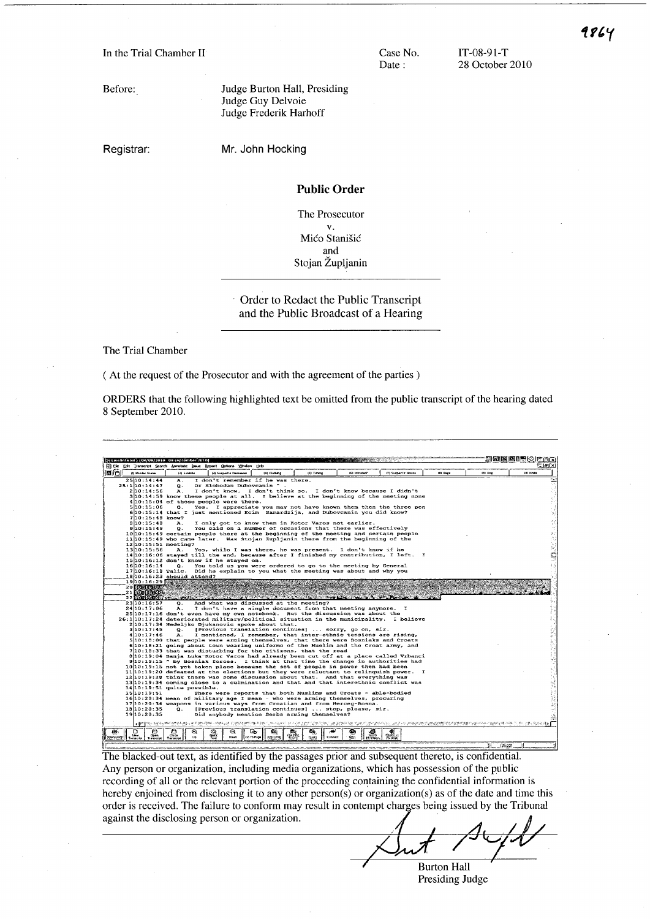In the Trial Chamber II

Case No. IT-08-91-T

Date : 28 October 2010

Before: Judge Burton Hall, Presiding
Judge Guy Delvoie
Judge Frederik Harhoff

Registrar: Mr. John Hocking

## Public Order

The Prosecutor
v.
Mićo Stanišić
and
Stojan Župljanin

### Order to Redact the Public Transcript and the Public Broadcast of a Hearing

The Trial Chamber

( At the request of the Prosecutor and with the agreement of the parties )

ORDERS that the following highlighted text be omitted from the public transcript of the hearing dated 8 September 2010.

```
25 10:14:44    A.   I don't remember if he was there.
25:1 10:14:47  Q.   Or Slobodan Dubovcanin ^ .
2 10:14:56     A.   I don't know.  I don't think so.  I don't know because I didn't
3 10:14:59 know those people at all.  I believe at the beginning of the meeting none
4 10:15:04 of those people were there.
5 10:15:06     Q.   Yes.  I appreciate you may not have known them then the three pen
6 10:15:14 that I just mentioned Ecim  Samardzija, and Dubovcanin you did know?
7 10:15:48 know?
8 10:15:48     A.   I only got to know them in Kotor Varos not earlier.
9 10:15:49     Q.   You said on a number of occasions that there was effectively
10 10:15:49 certain people there at the beginning of the meeting and certain people
11 10:15:49 who came later.  Was Stojan Zupljanin there from the beginning of the
12 10:15:51 meeting?
13 10:15:56     A.   Yes, while I was there, he was present.  I don't know if he
14 10:16:06 stayed till the end, because after I finished my contribution, I left.  I
15 10:16:12 don't know if he stayed on.
16 10:16:14     Q.   You told us you were ordered to go to the meeting by General
17 10:16:18 Talic.  Did he explain to you what the meeting was about and why you
18 10:16:23 should attend?
19 10:16:29 [REDACTED]
20 [REDACTED]
21 [REDACTED]
22 [REDACTED]
23 10:16:57    Q.   And what was discussed at the meeting?
24 10:17:06    A.   I don't have a single document from that meeting anymore.  I
25 10:17:16 don't even have my own notebook.  But the discussion was about the
26:1 10:17:24 deteriorated military/political situation in the municipality.  I believe
2 10:17:34 Nedeljko Djukanovic spoke about that.
3 10:17:45     Q.   [Previous translation continues] ... sorry, go on, sir.
4 10:17:46     A.   I mentioned, I remember, that inter-ethnic tensions are rising,
5 10:18:00 that people were arming themselves, that there were Bosniaks and Croats
6 10:18:21 going about town wearing uniforms of the Muslim and the Croat army, and
7 10:18:33 that was disturbing for the citizens, that the road
8 10:19:04 Banja Luka-Kotor Varos had already been cut off at a place called Vrbanci
9 10:19:15 ^ by Bosniak forces.  I think at that time the change in authorities had
10 10:19:15 not yet taken place because the set of people in power then had been
11 10:19:20 defeated at the elections but they were reluctant to relinquish power.  I
12 10:19:28 think there was some discussion about that.  And that everything was
13 10:19:34 coming close to a culmination and that and that interethnic conflict was
14 10:19:51 quite possible.
15 10:19:51          There were reports that both Muslims and Croats - able-bodied
16 10:20:34 mean of military age I mean - who were arming themselves, procuring
17 10:20:34 weapons in various ways from Croatian and from Herceg-Bosna.
18 10:20:35     Q.   [Previous translation continues] ... stop, please, sir.
19 10:20:35          Did anybody mention Serbs arming themselves?
```

The blacked-out text, as identified by the passages prior and subsequent thereto, is confidential. Any person or organization, including media organizations, which has possession of the public recording of all or the relevant portion of the proceeding containing the confidential information is hereby enjoined from disclosing it to any other person(s) or organization(s) as of the date and time this order is received. The failure to conform may result in contempt charges being issued by the Tribunal against the disclosing person or organization.

Burton Hall
Presiding Judge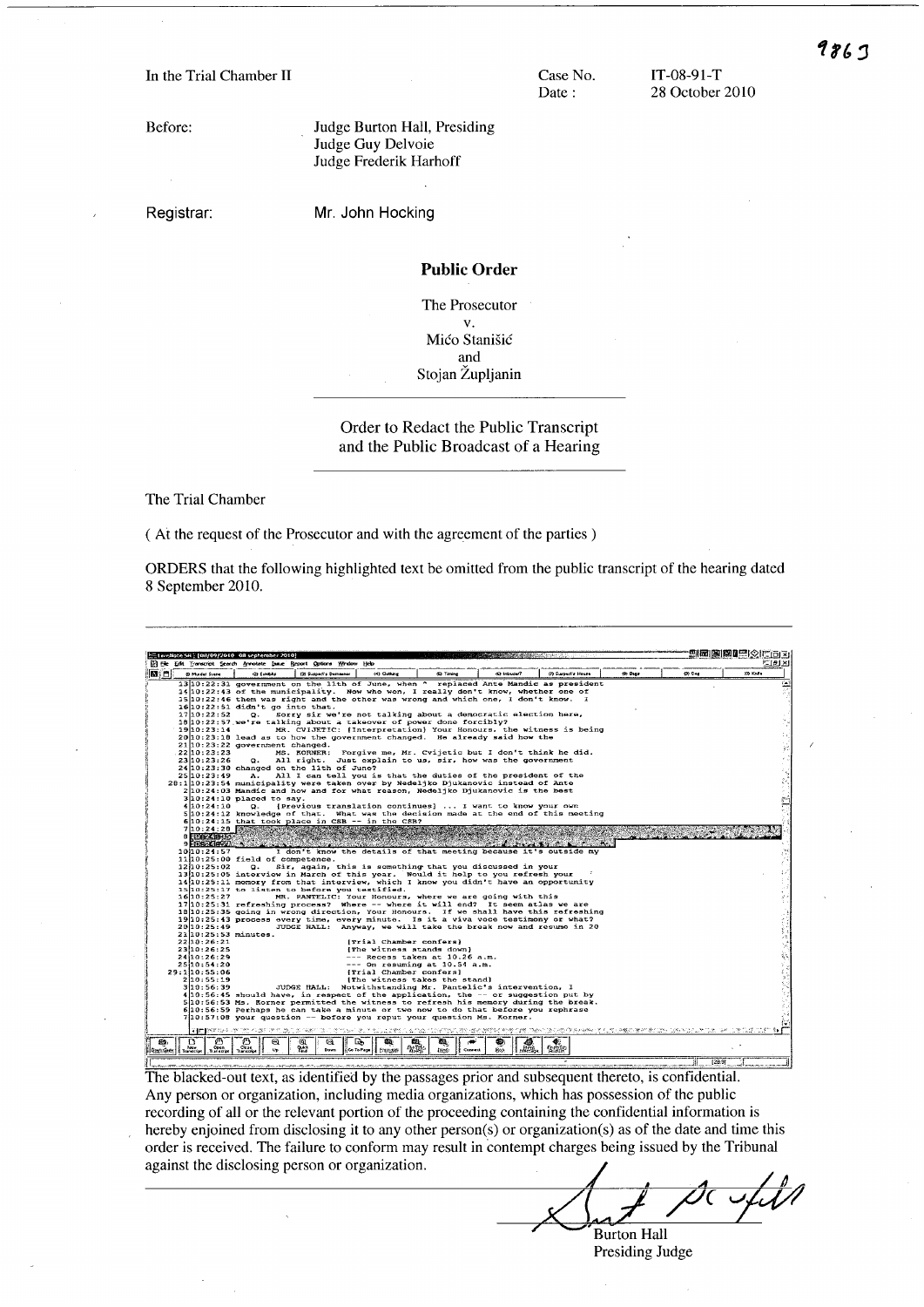9863

In the Trial Chamber II

Case No. IT-08-91-T

Date : 28 October 2010

Before: Judge Burton Hall, Presiding
Judge Guy Delvoie
Judge Frederik Harhoff

Registrar: Mr. John Hocking

## Public Order

The Prosecutor
v.
Mićo Stanišić
and
Stojan Župljanin

### Order to Redact the Public Transcript and the Public Broadcast of a Hearing

The Trial Chamber

( At the request of the Prosecutor and with the agreement of the parties )

ORDERS that the following highlighted text be omitted from the public transcript of the hearing dated 8 September 2010.

```
13 10:22:31 government on the 11th of June, when ^ replaced Ante Mandic as president
14 10:22:43 of the municipality. Now who won, I really don't know, whether one of
15 10:22:46 them was right and the other was wrong and which one, I don't know. I
16 10:22:51 didn't go into that.
17 10:22:52      Q.   Sorry sir we're not talking about a democratic election here,
18 10:22:57 we're talking about a takeover of power done forcibly?
19 10:23:14           MR. CVIJETIC: [Interpretation] Your Honours, the witness is being
20 10:23:18 lead as to how the government changed. He already said how the
21 10:23:22 government changed.
22 10:23:23           MS. KORNER: Forgive me, Mr. Cvijetic but I don't think he did.
23 10:23:26      Q.   All right. Just explain to us, sir, how was the government
24 10:23:30 changed on the 11th of June?
25 10:23:49      A.   All I can tell you is that the duties of the president of the
28:1 10:23:54 municipality were taken over by Nedeljko Djukanovic instead of Ante
2 10:24:03 Mandic and how and for what reason, Nedeljko Djukanovic is the best
3 10:24:10 placed to say.
4 10:24:10      Q.   [Previous translation continues] ... I want to know your own
5 10:24:12 knowledge of that. What was the decision made at the end of this meeting
6 10:24:15 that took place in CSB -- in the CSB?
7 10:24:20 [REDACTED]
8 [REDACTED]
9 [REDACTED]
10 10:24:57           I don't know the details of that meeting because it's outside my
11 10:25:00 field of competence.
12 10:25:02      Q.   Sir, again, this is something that you discussed in your
13 10:25:05 interview in March of this year. Would it help to you refresh your
14 10:25:11 memory from that interview, which I know you didn't have an opportunity
15 10:25:17 to listen to before you testified.
16 10:25:27           MR. PANTELIC: Your Honours, where we are going with this
17 10:25:31 refreshing process? Where -- where it will end? It seem atlas we are
18 10:25:35 going in wrong direction, Your Honours. If we shall have this refreshing
19 10:25:43 process every time, every minute. Is it a viva voce testimony or what?
20 10:25:49           JUDGE HALL: Anyway, we will take the break now and resume in 20
21 10:25:53 minutes.
22 10:26:21                    [Trial Chamber confers]
23 10:26:25                    [The witness stands down]
24 10:26:29                    --- Recess taken at 10.26 a.m.
25 10:54:20                    --- On resuming at 10.54 a.m.
29:1 10:55:06                   [Trial Chamber confers]
2 10:55:19                     [The witness takes the stand]
3 10:56:39           JUDGE HALL: Notwithstanding Mr. Pantelic's intervention, I
4 10:56:45 should have, in respect of the application, the -- or suggestion put by
5 10:56:53 Ms. Korner permitted the witness to refresh his memory during the break.
6 10:56:59 Perhaps he can take a minute or two now to do that before you rephrase
7 10:57:08 your question -- before you reput your question Ms. Korner.
```

The blacked-out text, as identified by the passages prior and subsequent thereto, is confidential. Any person or organization, including media organizations, which has possession of the public recording of all or the relevant portion of the proceeding containing the confidential information is hereby enjoined from disclosing it to any other person(s) or organization(s) as of the date and time this order is received. The failure to conform may result in contempt charges being issued by the Tribunal against the disclosing person or organization.

Burton Hall
Presiding Judge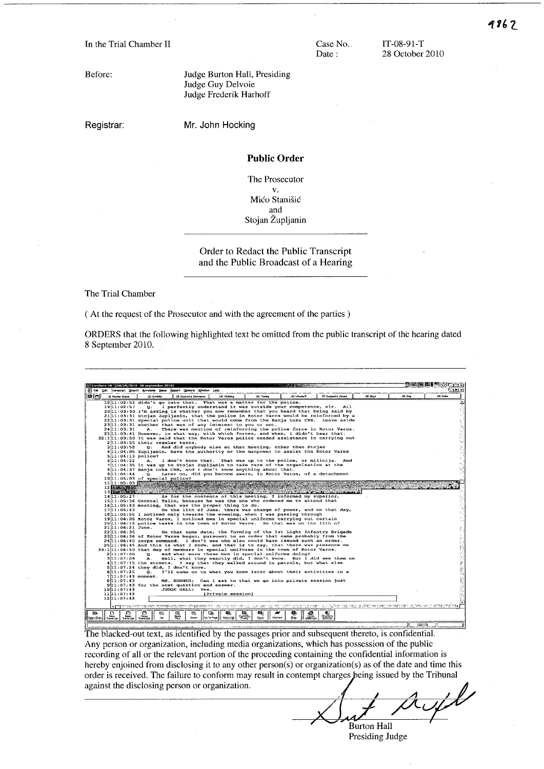In the Trial Chamber II

Case No.: IT-08-91-T
Date: 28 October 2010

Before: Judge Burton Hall, Presiding
Judge Guy Delvoie
Judge Frederik Harhoff

Registrar: Mr. John Hocking

## Public Order

The Prosecutor
v.
Mićo Stanišić
and
Stojan Župljanin

### Order to Redact the Public Transcript and the Public Broadcast of a Hearing

The Trial Chamber

( At the request of the Prosecutor and with the agreement of the parties )

ORDERS that the following highlighted text be omitted from the public transcript of the hearing dated 8 September 2010.

```
18 11:02:52 didn't go into that. That was a matter for the police.
19 11:02:57      Q.   I perfectly understand it was outside your competence, sir. All
20 11:03:30 I'm asking is whether you now remember that you heard that being said by
21 11:03:31 Stojan Zupljanin, that the police in Kotor Varos would be reinforced by a
22 11:03:31 special police unit that would come from the Banja Luka CSB. Leave aside
23 11:03:31 whether that was of any interest to you or not.
24 11:03:31      A.   There was mention of reinforcing the police force in Kotor Varos.
25 11:03:41 However, in what way, with which forces, and when, I didn't hear that.
32:1 11:03:50 It was said that the Kotor Varos police needed assistance in carrying out
 2 11:03:55 their regular tasks.
 3 11:03:58      Q.   And did anybody else at that meeting, other than Stojan
 4 11:04:05 Zupljanin, have the authority or the manpower to assist the Kotor Varos
 5 11:04:13 police?
 6 11:04:22      A.   I don't know that. That was up to the police, or milicija. And
 7 11:04:35 it was up to Stojan Zupljanin to take care of the organisation at the
 8 11:04:37 Banja Luka CSB, and I don't know anything about that.
 9 11:04:44      Q.   Later on, did you become aware, in Kotor Varos, of a detachment
10 11:05:03 of special police?
11 11:05:03 
12 
13 
14 11:05:27           As for the contents of this meeting, I informed my superior,
15 11:05:36 General Talic, because he was the one who ordered me to attend that
16 11:05:43 meeting, that was the proper thing to do.
17 11:05:43           On the 11th of June, there was change of power, and on that day,
18 11:05:55 I noticed only towards the evening, when I was passing through
19 11:06:05 Kotor Varos, I noticed men in special uniforms carrying out certain
20 11:06:15 police tasks in the town of Kotor Varos. So that was on the 11th of
21 11:06:21 June.
22 11:06:35           On that same date, the forming of the 1st Light Infantry Brigade
23 11:06:36 of Kotor Varos began, pursuant to an order that came probably from the
24 11:06:40 corps command. I don't see who else could have issued such an order.
25 11:06:45 And this is what I know, and that is to say, that there was presence on
33:1 11:06:50 that day of members in special uniforms in the town of Kotor Varos.
 2 11:07:00      Q.   And what were these men in special uniforms doing?
 3 11:07:09      A.   Well, what they exactly did, I don't know. But I did see them on
 4 11:07:15 the streets. I say that they walked around in patrols, but what else
 5 11:07:24 they did, I don't know.
 6 11:07:25      Q.   I'll come on to what you know later about their activities in a
 7 11:07:43 moment.
 8 11:07:43           MS. KORNER: Can I ask to that we go into private session just
 9 11:07:43 for the next question and answer.
10 11:07:43           JUDGE HALL: Yes.
11 11:07:43                [Private session]
12 11:07:43
```

The blacked-out text, as identified by the passages prior and subsequent thereto, is confidential. Any person or organization, including media organizations, which has possession of the public recording of all or the relevant portion of the proceeding containing the confidential information is hereby enjoined from disclosing it to any other person(s) or organization(s) as of the date and time this order is received. The failure to conform may result in contempt charges being issued by the Tribunal against the disclosing person or organization.

Burton Hall
Presiding Judge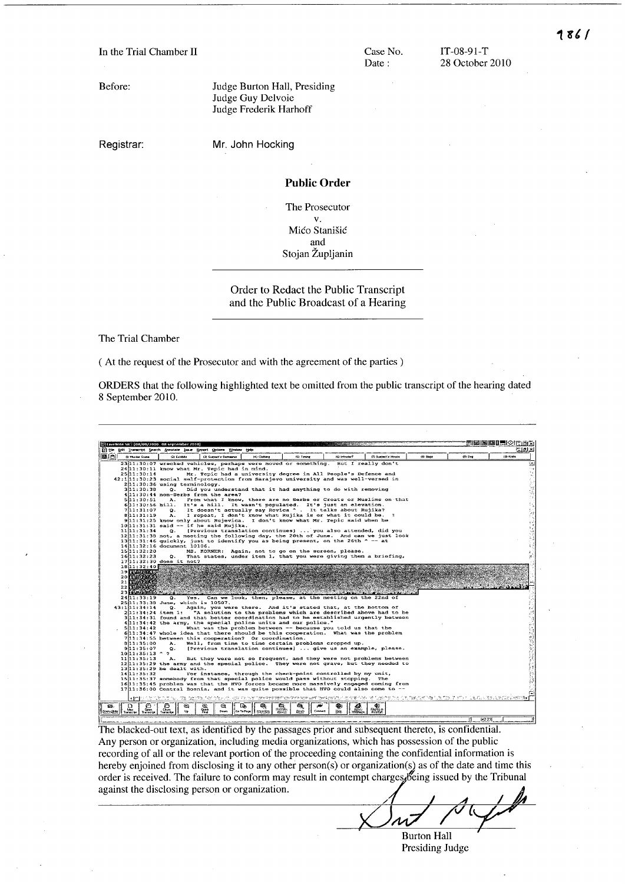In the Trial Chamber II

Case No. IT-08-91-T

Date : 28 October 2010

Before: Judge Burton Hall, Presiding
Judge Guy Delvoie
Judge Frederik Harhoff

Registrar: Mr. John Hocking

## Public Order

The Prosecutor
v.
Mićo Stanišić
and
Stojan Župljanin

### Order to Redact the Public Transcript and the Public Broadcast of a Hearing

The Trial Chamber

( At the request of the Prosecutor and with the agreement of the parties )

ORDERS that the following highlighted text be omitted from the public transcript of the hearing dated 8 September 2010.

```
23 11:30:07 wrecked vehicles, perhaps were moved or something. But I really don't
24 11:30:11 know what Mr. Tepic had in mind.
25 11:30:14      Mr. Tepic had a university degree in All People's Defence and
42:1 11:30:23 social self-protection from Sarajevo university and was well-versed in
 2 11:30:36 using terminology.
 3 11:30:38    Q.  Did you understand that it had anything to do with removing
 4 11:30:44 non-Serbs from the area?
 5 11:30:51    A.  From what I know, there are no Serbs or Croats or Muslims on that
 6 11:30:56 hill. It's a hill. It wasn't populated. It's just an elevation.
 7 11:31:07    Q.  It doesn't actually say Rovica ^ . It talks about Rujika?
 8 11:31:19    A.  I repeat, I don't know what Rujika is or what it could be. I
 9 11:31:25 know only about Rujevica. I don't know what Mr. Tepic said when he
10 11:31:31 said -- if he said Rujika.
11 11:31:34    Q.  [Previous translation continues] ... you also attended, did you
12 11:31:38 not, a meeting the following day, the 20th of June. And can we just look
13 11:31:46 quickly, just to identify you as being present, on the 26th ^ -- at
14 11:32:16 document 10106.
15 11:32:20      MS. KORNER: Again, not to go on the screen, please.
16 11:32:23    Q.  That states, under item 1, that you were giving them a briefing,
17 11:32:30 does it not?
18 11:32:40 [redacted]
19 [redacted]
20 [redacted]
21 [redacted]
22 [redacted]
23 [redacted]
24 11:33:19    Q.  Yes. Can we look, then, please, at the meeting on the 22nd of
25 11:33:38 June, which is 10507.
43:1 11:34:14    Q.  Again, you were there. And it's stated that, at the bottom of
 2 11:34:24 item 1: "A solution to the problems which are described above had to be
 3 11:34:31 found and that better coordination had to be established urgently between
 4 11:34:42 the army, the special police units and our police."
 5 11:34:42      What was the problem between -- because you told us that the
 6 11:34:47 whole idea that there should be this cooperation. What was the problem
 7 11:34:55 between this cooperation? Or coordination.
 8 11:35:00    A.  Well, from time to time certain problems cropped up.
 9 11:35:07    Q.  [Previous translation continues] ... give us an example, please.
10 11:35:13 ^ ?
11 11:35:13    A.  But they were not so frequent, and they were not problems between
12 11:35:29 the army and the special police. They were not grave, but they needed to
13 11:35:29 be dealt with.
14 11:35:32      For instance, through the check-point controlled by my unit,
15 11:35:37 somebody from that special police would pass without stopping. The
16 11:35:45 problem was that the HVO forces became more massively engaged coming from
17 11:36:00 Central Bosnia, and it was quite possible that HVO could also come to --
```

The blacked-out text, as identified by the passages prior and subsequent thereto, is confidential. Any person or organization, including media organizations, which has possession of the public recording of all or the relevant portion of the proceeding containing the confidential information is hereby enjoined from disclosing it to any other person(s) or organization(s) as of the date and time this order is received. The failure to conform may result in contempt charges being issued by the Tribunal against the disclosing person or organization.

Burton Hall
Presiding Judge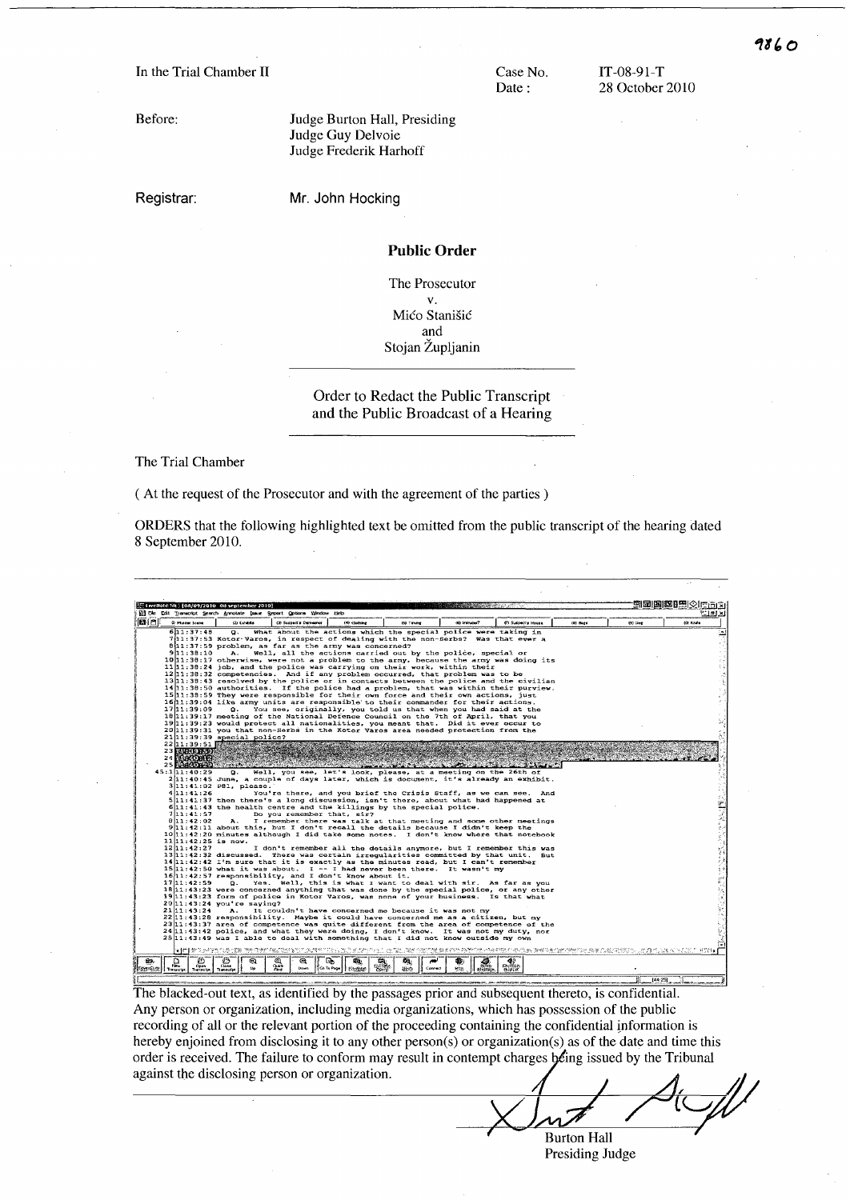In the Trial Chamber II

Case No. IT-08-91-T

Date : 28 October 2010

Before: Judge Burton Hall, Presiding
Judge Guy Delvoie
Judge Frederik Harhoff

Registrar: Mr. John Hocking

## Public Order

The Prosecutor
v.
Mićo Stanišić
and
Stojan Župljanin

Order to Redact the Public Transcript and the Public Broadcast of a Hearing

The Trial Chamber

( At the request of the Prosecutor and with the agreement of the parties )

ORDERS that the following highlighted text be omitted from the public transcript of the hearing dated 8 September 2010.

```
 6 11:37:48      Q.   What about the actions which the special police were taking in
 7 11:37:53 Kotor-Varos, in respect of dealing with the non-Serbs?  Was that ever a
 8 11:37:59 problem, as far as the army was concerned?
 9 11:38:10      A.   Well, all the actions carried out by the police, special or
10 11:38:17 otherwise, were not a problem to the army, because the army was doing its
11 11:38:24 job, and the police was carrying on their work, within their
12 11:38:32 competencies.  And if any problem occurred, that problem was to be
13 11:38:43 resolved by the police or in contacts between the police and the civilian
14 11:38:50 authorities.  If the police had a problem, that was within their purview.
15 11:38:59 They were responsible for their own force and their own actions, just
16 11:39:04 like army units are responsible to their commander for their actions.
17 11:39:09      Q.   You see, originally, you told us that when you had said at the
18 11:39:17 meeting of the National Defence Council on the 7th of April, that you
19 11:39:23 would protect all nationalities, you meant that.  Did it ever occur to
20 11:39:31 you that non-Serbs in the Kotor Varos area needed protection from the
21 11:39:39 special police?
22 11:39:51
23
24
25
45: 1 11:40:29      Q.   Well, you see, let's look, please, at a meeting on the 26th of
 2 11:40:45 June, a couple of days later, which is document, it's already an exhibit,
 3 11:41:02 P81, please.
 4 11:41:26           You're there, and you brief the Crisis Staff, as we can see.  And
 5 11:41:37 then there's a long discussion, isn't there, about what had happened at
 6 11:41:43 the health centre and the killings by the special police.
 7 11:41:57           Do you remember that, sir?
 8 11:42:02      A.   I remember there was talk at that meeting and some other meetings
 9 11:42:11 about this, but I don't recall the details because I didn't keep the
10 11:42:20 minutes although I did take some notes.  I don't know where that notebook
11 11:42:25 is now.
12 11:42:27           I don't remember all the details anymore, but I remember this was
13 11:42:32 discussed.  There was certain irregularities committed by that unit.  But
14 11:42:42 I'm sure that it is exactly as the minutes read, but I can't remember
15 11:42:50 what it was about.  I -- I had never been there.  It wasn't my
16 11:42:57 responsibility, and I don't know about it.
17 11:42:59      Q.   Yes.  Well, this is what I want to deal with sir.  As far as you
18 11:43:23 were concerned anything that was done by the special police, or any other
19 11:43:23 form of police in Kotor Varos, was none of your business.  Is that what
20 11:43:24 you're saying?
21 11:43:24      A.   It couldn't have concerned me because it was not my
22 11:43:28 responsibility.  Maybe it could have concerned me as a citizen, but my
23 11:43:37 area of competence was quite different from the area of competence of the
24 11:43:42 police, and what they were doing, I don't know.  It was not my duty, nor
25 11:43:49 was I able to deal with something that I did not know outside my own
```

The blacked-out text, as identified by the passages prior and subsequent thereto, is confidential. Any person or organization, including media organizations, which has possession of the public recording of all or the relevant portion of the proceeding containing the confidential information is hereby enjoined from disclosing it to any other person(s) or organization(s) as of the date and time this order is received. The failure to conform may result in contempt charges being issued by the Tribunal against the disclosing person or organization.

Burton Hall
Presiding Judge